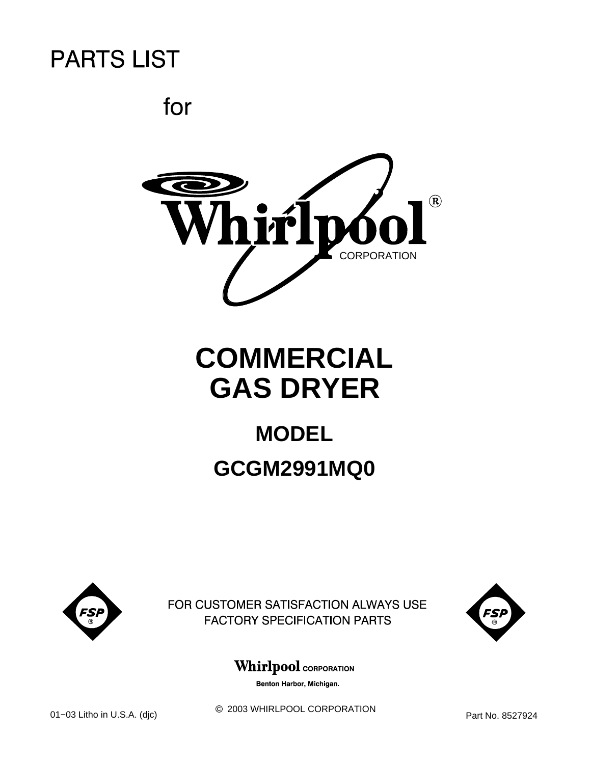# PARTS LIST

for

Whirlpool®
CORPORATION

# COMMERCIAL GAS DRYER

## MODEL

## GCGM2991MQ0

FSP®

FOR CUSTOMER SATISFACTION ALWAYS USE FACTORY SPECIFICATION PARTS

FSP®

Whirlpool CORPORATION

Benton Harbor, Michigan.

01−03 Litho in U.S.A. (djc)

© 2003 WHIRLPOOL CORPORATION

Part No. 8527924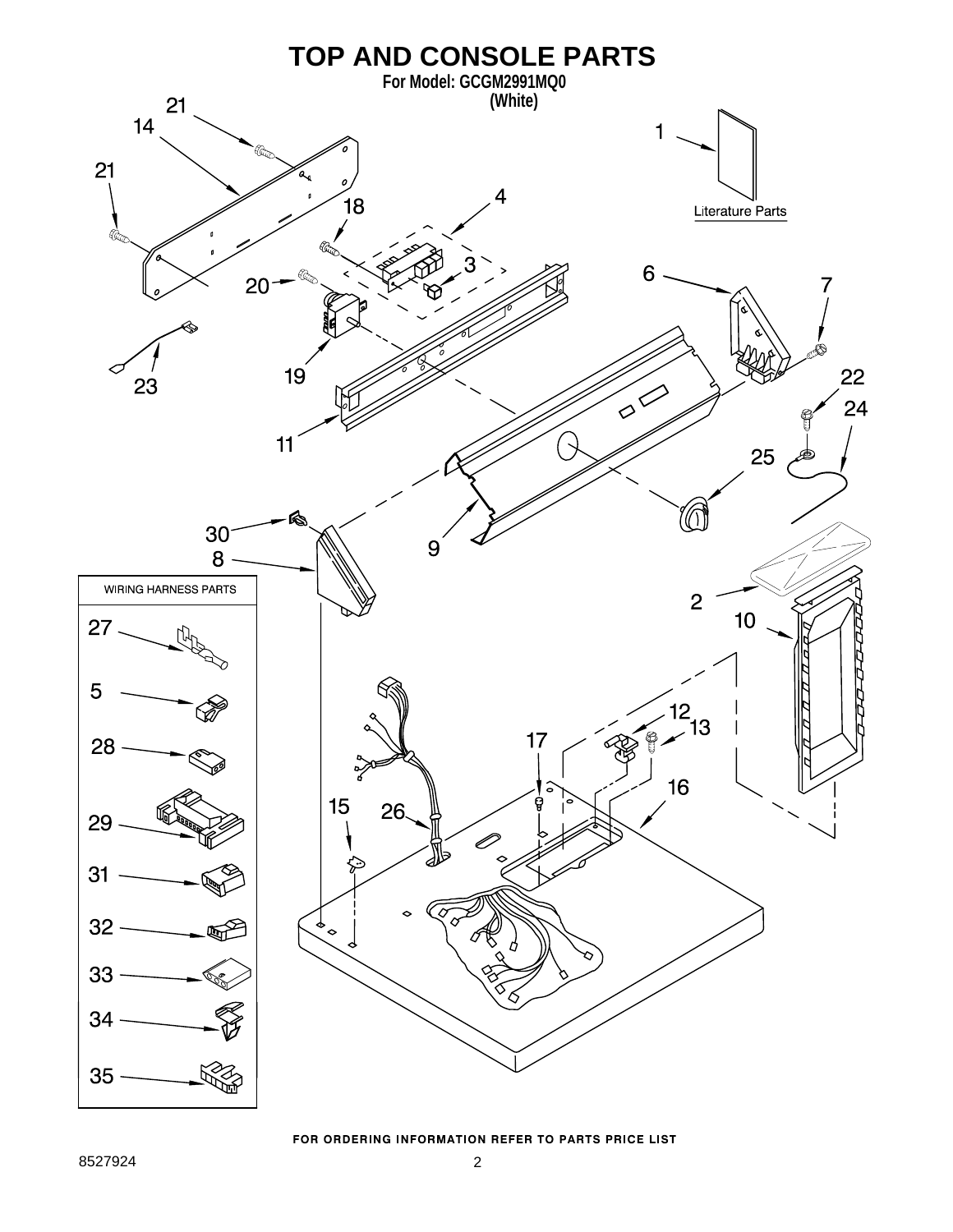# TOP AND CONSOLE PARTS

**For Model: GCGM2991MQ0**
**(White)**

Literature Parts

WIRING HARNESS PARTS

**FOR ORDERING INFORMATION REFER TO PARTS PRICE LIST**

8527924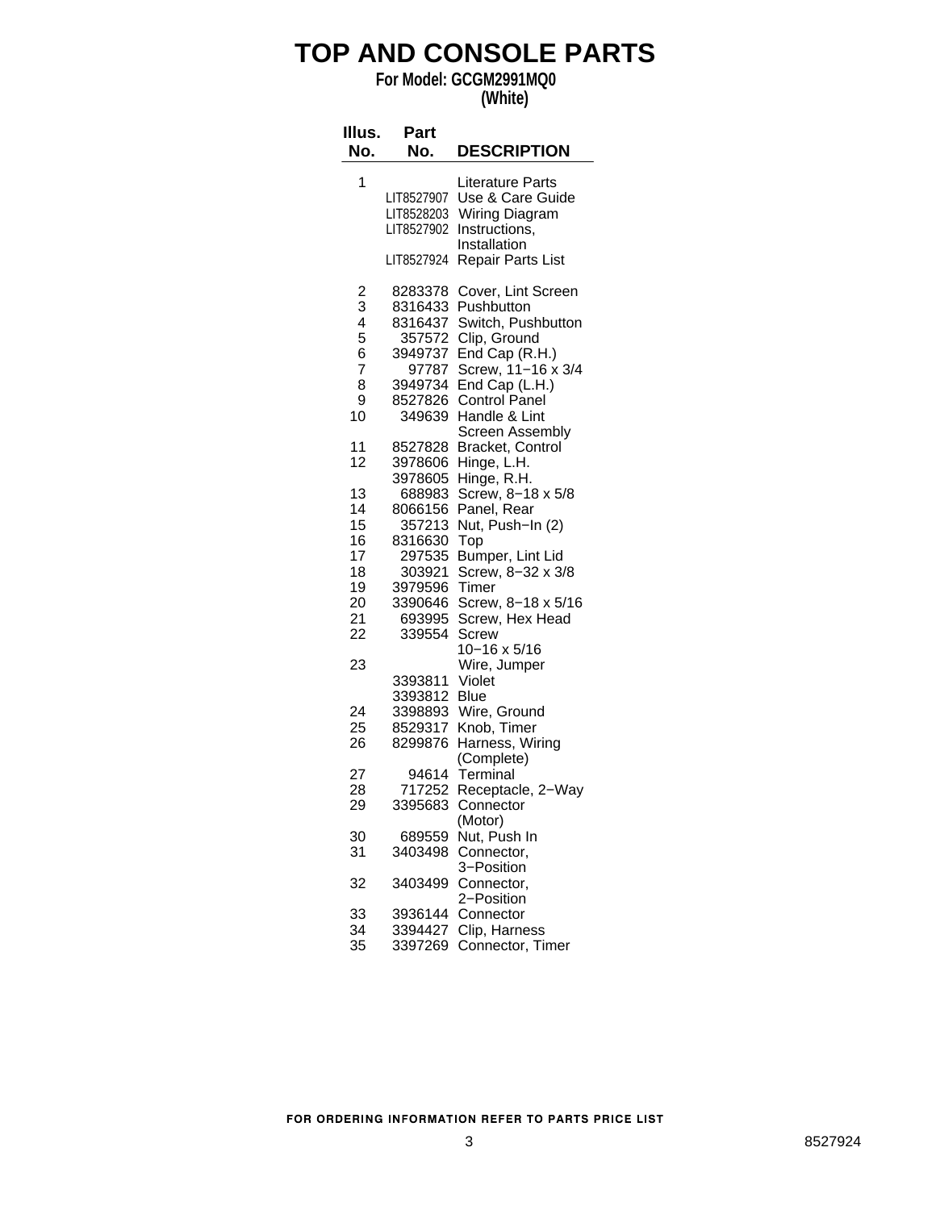# TOP AND CONSOLE PARTS

**For Model: GCGM2991MQ0**
**(White)**

| Illus. No. | Part No. | DESCRIPTION |
|---|---|---|
| 1 | | Literature Parts |
| | LIT8527907 | Use & Care Guide |
| | LIT8528203 | Wiring Diagram |
| | LIT8527902 | Instructions, Installation |
| | LIT8527924 | Repair Parts List |
| 2 | 8283378 | Cover, Lint Screen |
| 3 | 8316433 | Pushbutton |
| 4 | 8316437 | Switch, Pushbutton |
| 5 | 357572 | Clip, Ground |
| 6 | 3949737 | End Cap (R.H.) |
| 7 | 97787 | Screw, 11−16 x 3/4 |
| 8 | 3949734 | End Cap (L.H.) |
| 9 | 8527826 | Control Panel |
| 10 | 349639 | Handle & Lint Screen Assembly |
| 11 | 8527828 | Bracket, Control |
| 12 | 3978606 | Hinge, L.H. |
| | 3978605 | Hinge, R.H. |
| 13 | 688983 | Screw, 8−18 x 5/8 |
| 14 | 8066156 | Panel, Rear |
| 15 | 357213 | Nut, Push−In (2) |
| 16 | 8316630 | Top |
| 17 | 297535 | Bumper, Lint Lid |
| 18 | 303921 | Screw, 8−32 x 3/8 |
| 19 | 3979596 | Timer |
| 20 | 3390646 | Screw, 8−18 x 5/16 |
| 21 | 693995 | Screw, Hex Head |
| 22 | 339554 | Screw 10−16 x 5/16 |
| 23 | | Wire, Jumper |
| | 3393811 | Violet |
| | 3393812 | Blue |
| 24 | 3398893 | Wire, Ground |
| 25 | 8529317 | Knob, Timer |
| 26 | 8299876 | Harness, Wiring (Complete) |
| 27 | 94614 | Terminal |
| 28 | 717252 | Receptacle, 2−Way |
| 29 | 3395683 | Connector (Motor) |
| 30 | 689559 | Nut, Push In |
| 31 | 3403498 | Connector, 3−Position |
| 32 | 3403499 | Connector, 2−Position |
| 33 | 3936144 | Connector |
| 34 | 3394427 | Clip, Harness |
| 35 | 3397269 | Connector, Timer |

FOR ORDERING INFORMATION REFER TO PARTS PRICE LIST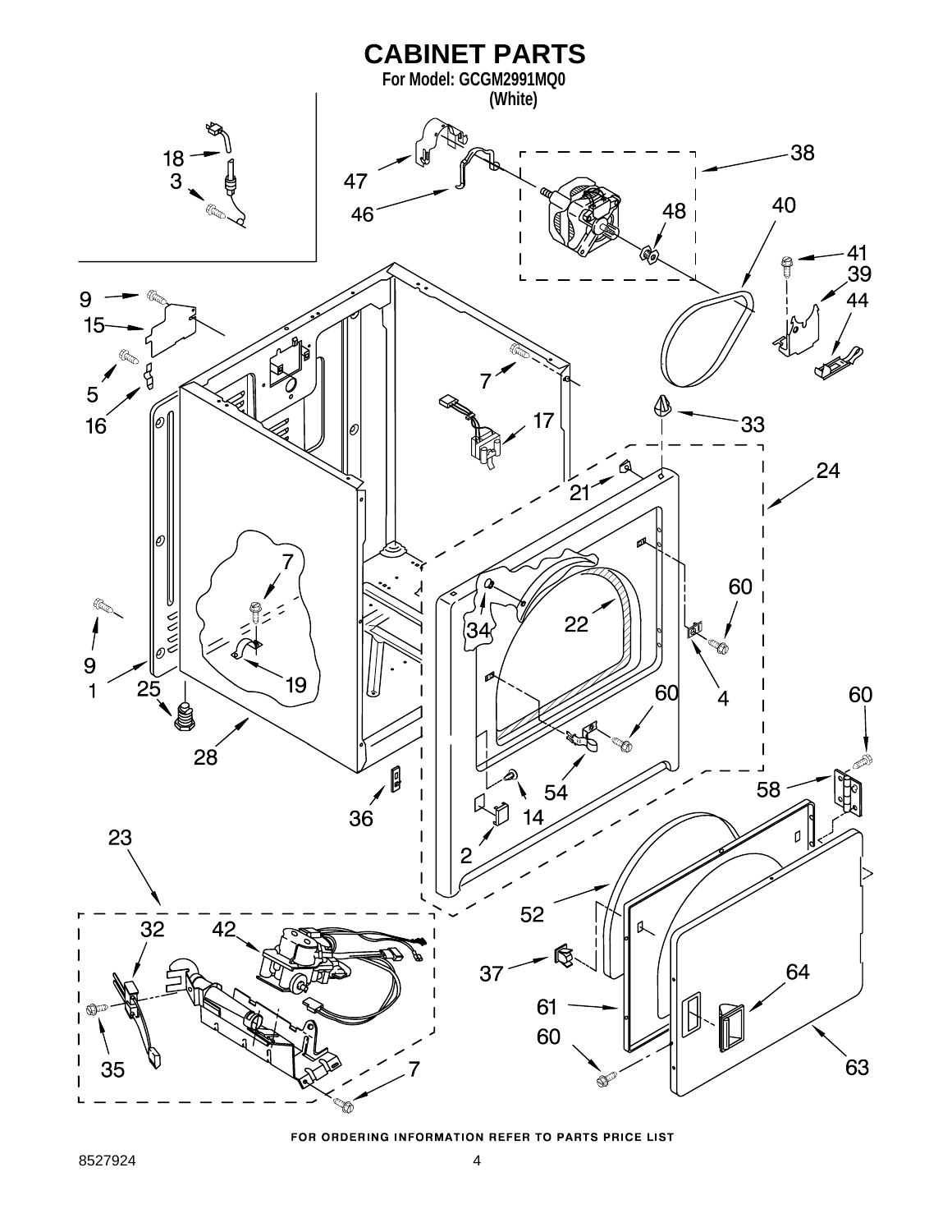# CABINET PARTS

**For Model: GCGM2991MQ0**
**(White)**

FOR ORDERING INFORMATION REFER TO PARTS PRICE LIST

8527924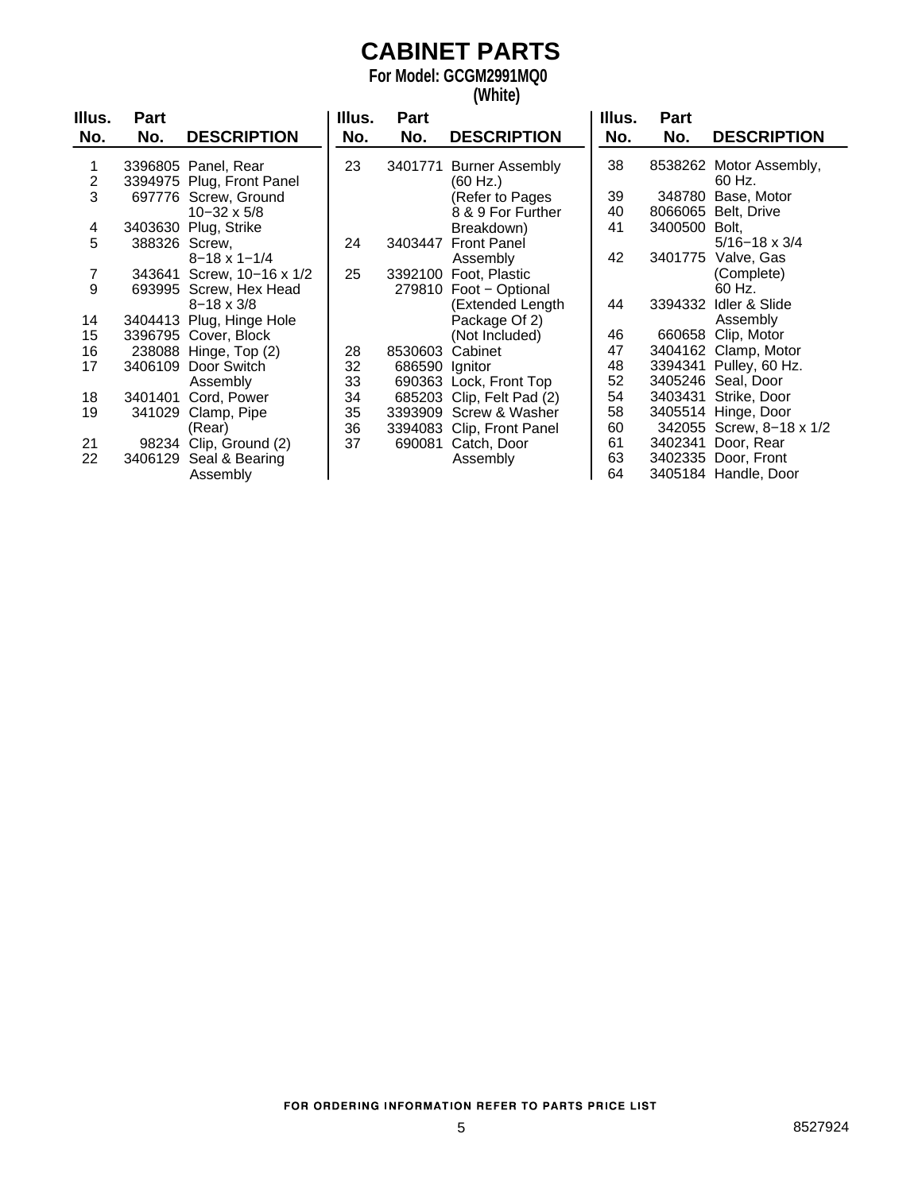# CABINET PARTS

**For Model: GCGM2991MQ0**
**(White)**

| Illus. No. | Part No. | DESCRIPTION |
|---|---|---|
| 1 | 3396805 | Panel, Rear |
| 2 | 3394975 | Plug, Front Panel |
| 3 | 697776 | Screw, Ground 10−32 x 5/8 |
| 4 | 3403630 | Plug, Strike |
| 5 | 388326 | Screw, 8−18 x 1−1/4 |
| 7 | 343641 | Screw, 10−16 x 1/2 |
| 9 | 693995 | Screw, Hex Head 8−18 x 3/8 |
| 14 | 3404413 | Plug, Hinge Hole |
| 15 | 3396795 | Cover, Block |
| 16 | 238088 | Hinge, Top (2) |
| 17 | 3406109 | Door Switch Assembly |
| 18 | 3401401 | Cord, Power |
| 19 | 341029 | Clamp, Pipe (Rear) |
| 21 | 98234 | Clip, Ground (2) |
| 22 | 3406129 | Seal & Bearing Assembly |
| 23 | 3401771 | Burner Assembly (60 Hz.) (Refer to Pages 8 & 9 For Further Breakdown) |
| 24 | 3403447 | Front Panel Assembly |
| 25 | 3392100 | Foot, Plastic |
| | 279810 | Foot − Optional (Extended Length Package Of 2) (Not Included) |
| 28 | 8530603 | Cabinet |
| 32 | 686590 | Ignitor |
| 33 | 690363 | Lock, Front Top |
| 34 | 685203 | Clip, Felt Pad (2) |
| 35 | 3393909 | Screw & Washer |
| 36 | 3394083 | Clip, Front Panel |
| 37 | 690081 | Catch, Door Assembly |
| 38 | 8538262 | Motor Assembly, 60 Hz. |
| 39 | 348780 | Base, Motor |
| 40 | 8066065 | Belt, Drive |
| 41 | 3400500 | Bolt, 5/16−18 x 3/4 |
| 42 | 3401775 | Valve, Gas (Complete) 60 Hz. |
| 44 | 3394332 | Idler & Slide Assembly |
| 46 | 660658 | Clip, Motor |
| 47 | 3404162 | Clamp, Motor |
| 48 | 3394341 | Pulley, 60 Hz. |
| 52 | 3405246 | Seal, Door |
| 54 | 3403431 | Strike, Door |
| 58 | 3405514 | Hinge, Door |
| 60 | 342055 | Screw, 8−18 x 1/2 |
| 61 | 3402341 | Door, Rear |
| 63 | 3402335 | Door, Front |
| 64 | 3405184 | Handle, Door |

FOR ORDERING INFORMATION REFER TO PARTS PRICE LIST

8527924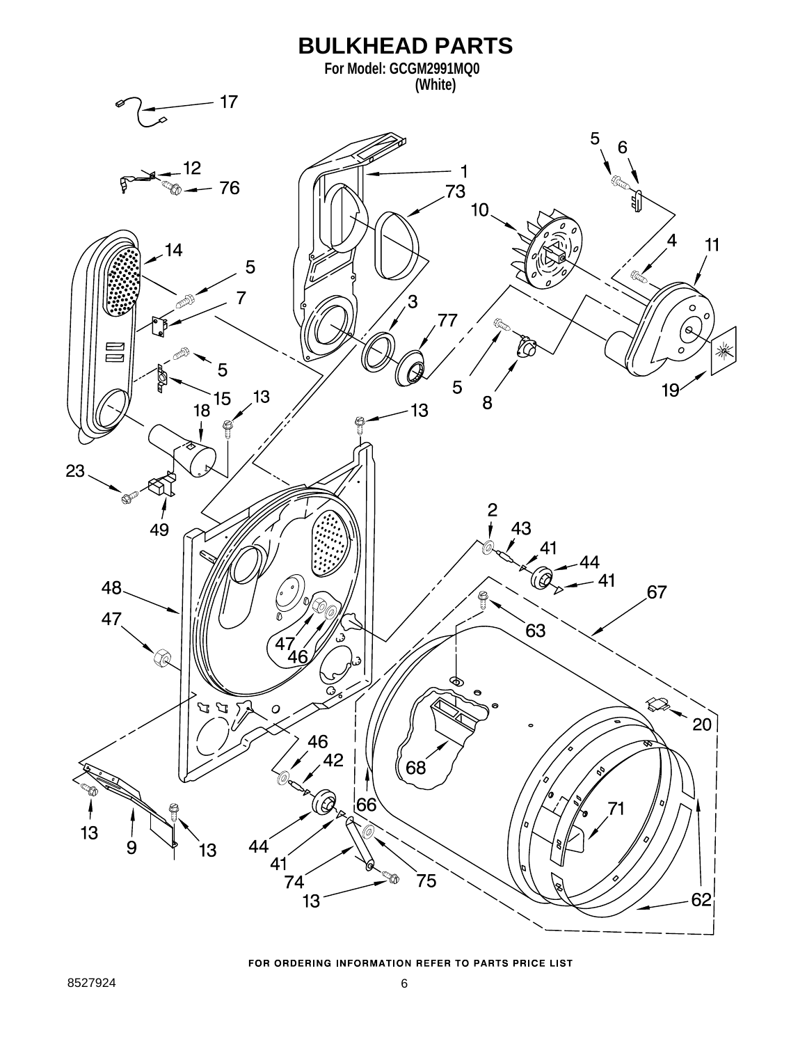# BULKHEAD PARTS

**For Model: GCGM2991MQ0**
**(White)**

FOR ORDERING INFORMATION REFER TO PARTS PRICE LIST

8527924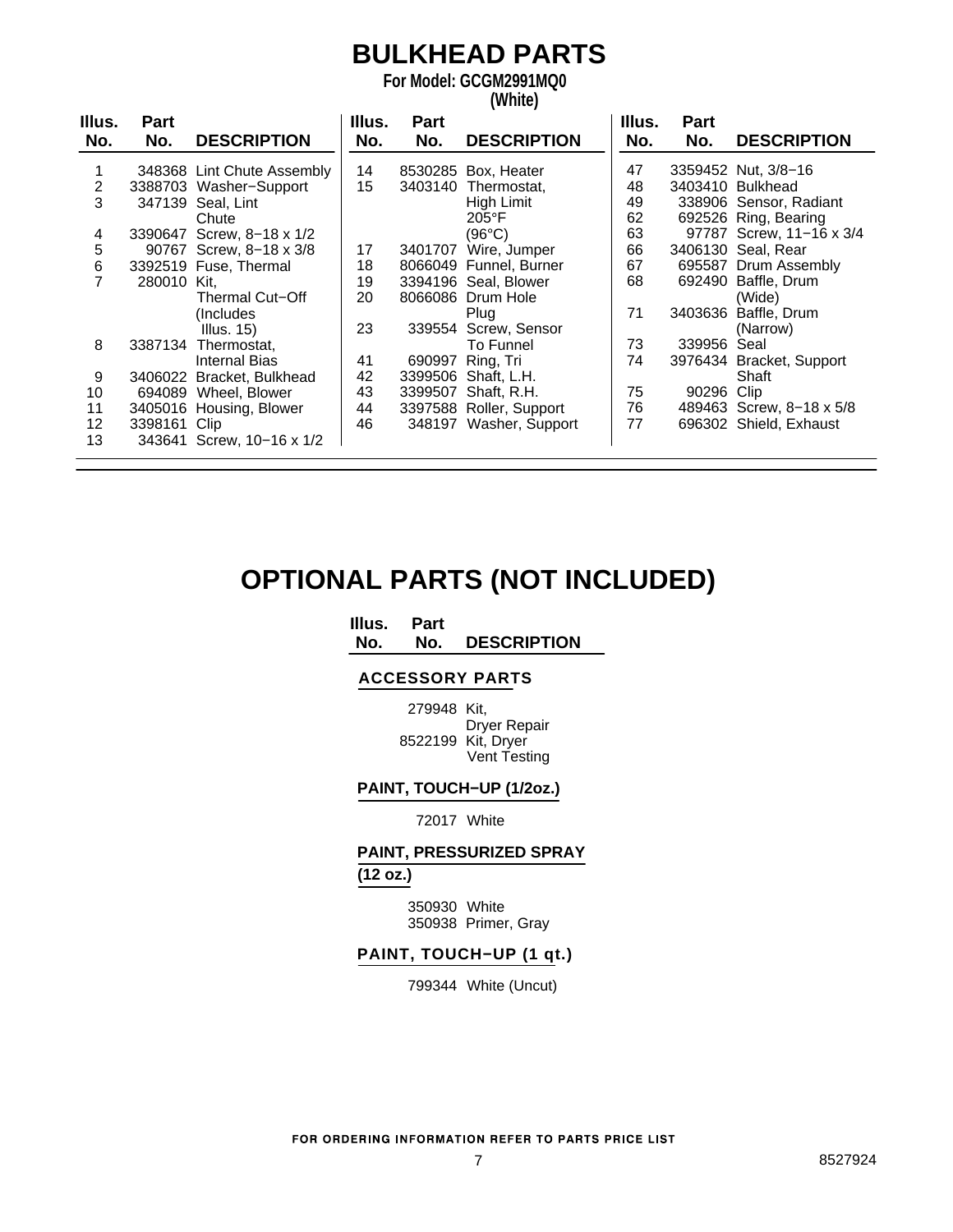# BULKHEAD PARTS

**For Model: GCGM2991MQ0**
**(White)**

| Illus. No. | Part No. | DESCRIPTION |
|---|---|---|
| 1 | 348368 | Lint Chute Assembly |
| 2 | 3388703 | Washer−Support |
| 3 | 347139 | Seal, Lint Chute |
| 4 | 3390647 | Screw, 8−18 x 1/2 |
| 5 | 90767 | Screw, 8−18 x 3/8 |
| 6 | 3392519 | Fuse, Thermal |
| 7 | 280010 | Kit, Thermal Cut−Off (Includes Illus. 15) |
| 8 | 3387134 | Thermostat, Internal Bias |
| 9 | 3406022 | Bracket, Bulkhead |
| 10 | 694089 | Wheel, Blower |
| 11 | 3405016 | Housing, Blower |
| 12 | 3398161 | Clip |
| 13 | 343641 | Screw, 10−16 x 1/2 |
| 14 | 8530285 | Box, Heater |
| 15 | 3403140 | Thermostat, High Limit 205°F (96°C) |
| 17 | 3401707 | Wire, Jumper |
| 18 | 8066049 | Funnel, Burner |
| 19 | 3394196 | Seal, Blower |
| 20 | 8066086 | Drum Hole Plug |
| 23 | 339554 | Screw, Sensor To Funnel |
| 41 | 690997 | Ring, Tri |
| 42 | 3399506 | Shaft, L.H. |
| 43 | 3399507 | Shaft, R.H. |
| 44 | 3397588 | Roller, Support |
| 46 | 348197 | Washer, Support |
| 47 | 3359452 | Nut, 3/8−16 |
| 48 | 3403410 | Bulkhead |
| 49 | 338906 | Sensor, Radiant |
| 62 | 692526 | Ring, Bearing |
| 63 | 97787 | Screw, 11−16 x 3/4 |
| 66 | 3406130 | Seal, Rear |
| 67 | 695587 | Drum Assembly |
| 68 | 692490 | Baffle, Drum (Wide) |
| 71 | 3403636 | Baffle, Drum (Narrow) |
| 73 | 339956 | Seal |
| 74 | 3976434 | Bracket, Support Shaft |
| 75 | 90296 | Clip |
| 76 | 489463 | Screw, 8−18 x 5/8 |
| 77 | 696302 | Shield, Exhaust |

# OPTIONAL PARTS (NOT INCLUDED)

| Illus. No. | Part No. | DESCRIPTION |
|---|---|---|
| | | **ACCESSORY PARTS** |
| | 279948 | Kit, Dryer Repair |
| | 8522199 | Kit, Dryer Vent Testing |
| | | **PAINT, TOUCH−UP (1/2oz.)** |
| | 72017 | White |
| | | **PAINT, PRESSURIZED SPRAY (12 oz.)** |
| | 350930 | White |
| | 350938 | Primer, Gray |
| | | **PAINT, TOUCH−UP (1 qt.)** |
| | 799344 | White (Uncut) |

FOR ORDERING INFORMATION REFER TO PARTS PRICE LIST

8527924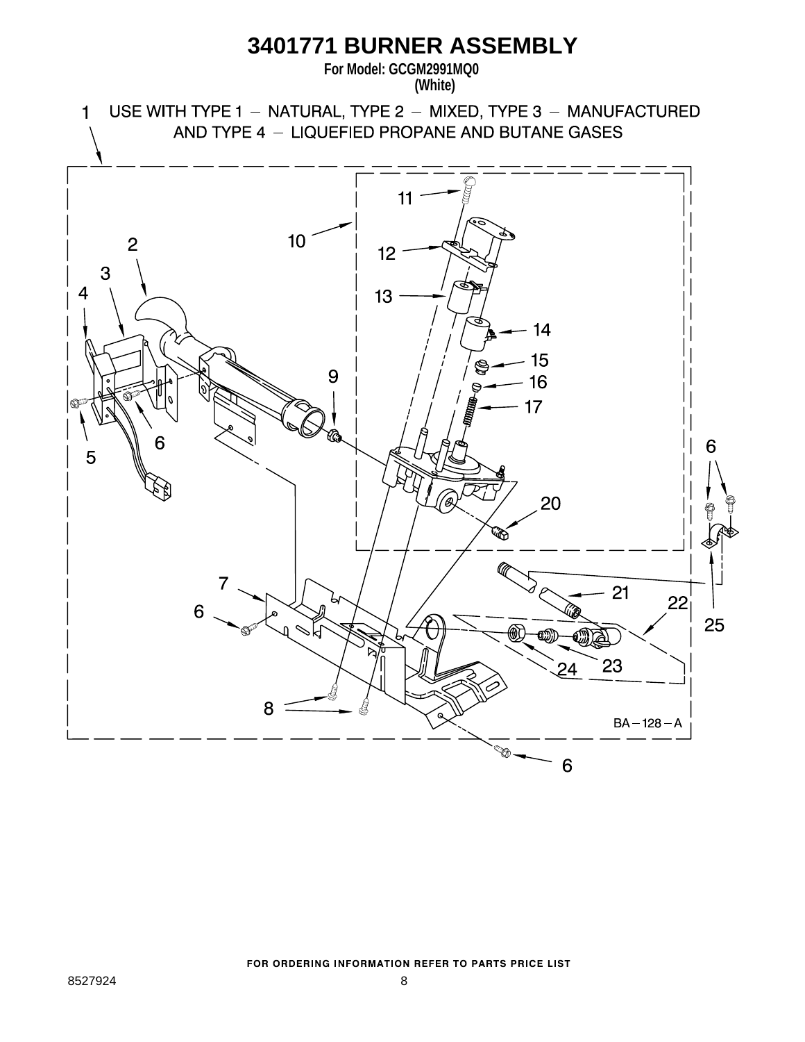# 3401771 BURNER ASSEMBLY

**For Model: GCGM2991MQ0**
**(White)**

1 USE WITH TYPE 1 – NATURAL, TYPE 2 – MIXED, TYPE 3 – MANUFACTURED AND TYPE 4 – LIQUEFIED PROPANE AND BUTANE GASES

2 3 4 5 6 7 8 9 10 11 12 13 14 15 16 17 20 21 22 23 24 25

BA – 128 – A

FOR ORDERING INFORMATION REFER TO PARTS PRICE LIST

8527924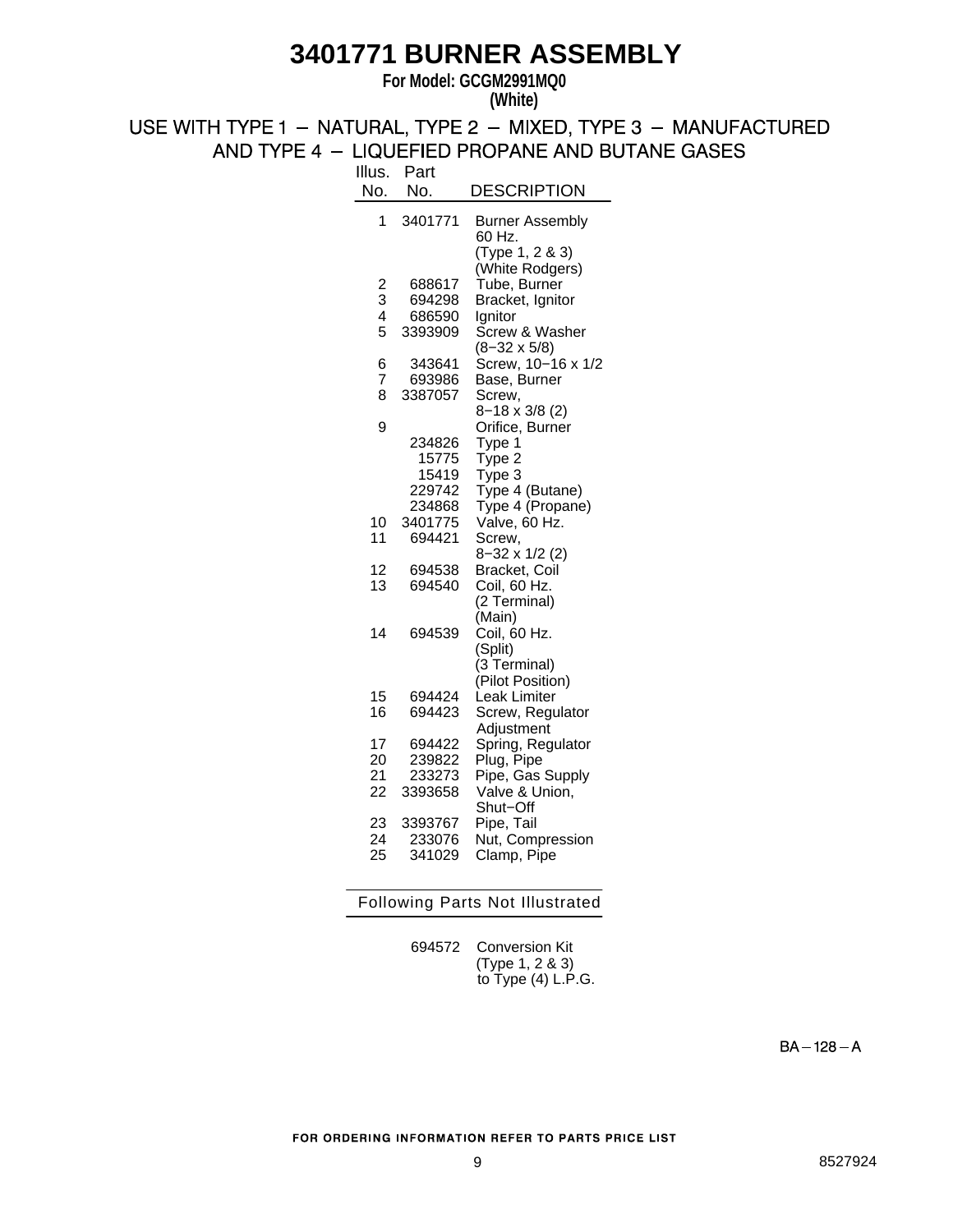# 3401771 BURNER ASSEMBLY

**For Model: GCGM2991MQ0**
**(White)**

## USE WITH TYPE 1 – NATURAL, TYPE 2 – MIXED, TYPE 3 – MANUFACTURED AND TYPE 4 – LIQUEFIED PROPANE AND BUTANE GASES

| Illus. No. | Part No. | DESCRIPTION |
|---|---|---|
| 1 | 3401771 | Burner Assembly 60 Hz. (Type 1, 2 & 3) (White Rodgers) |
| 2 | 688617 | Tube, Burner |
| 3 | 694298 | Bracket, Ignitor |
| 4 | 686590 | Ignitor |
| 5 | 3393909 | Screw & Washer (8−32 x 5/8) |
| 6 | 343641 | Screw, 10−16 x 1/2 |
| 7 | 693986 | Base, Burner |
| 8 | 3387057 | Screw, 8−18 x 3/8 (2) |
| 9 | | Orifice, Burner |
| | 234826 | Type 1 |
| | 15775 | Type 2 |
| | 15419 | Type 3 |
| | 229742 | Type 4 (Butane) |
| | 234868 | Type 4 (Propane) |
| 10 | 3401775 | Valve, 60 Hz. |
| 11 | 694421 | Screw, 8−32 x 1/2 (2) |
| 12 | 694538 | Bracket, Coil |
| 13 | 694540 | Coil, 60 Hz. (2 Terminal) (Main) |
| 14 | 694539 | Coil, 60 Hz. (Split) (3 Terminal) (Pilot Position) |
| 15 | 694424 | Leak Limiter |
| 16 | 694423 | Screw, Regulator Adjustment |
| 17 | 694422 | Spring, Regulator |
| 20 | 239822 | Plug, Pipe |
| 21 | 233273 | Pipe, Gas Supply |
| 22 | 3393658 | Valve & Union, Shut−Off |
| 23 | 3393767 | Pipe, Tail |
| 24 | 233076 | Nut, Compression |
| 25 | 341029 | Clamp, Pipe |

**Following Parts Not Illustrated**

| | | |
|---|---|---|
| | 694572 | Conversion Kit (Type 1, 2 & 3) to Type (4) L.P.G. |

BA – 128 – A

FOR ORDERING INFORMATION REFER TO PARTS PRICE LIST

8527924